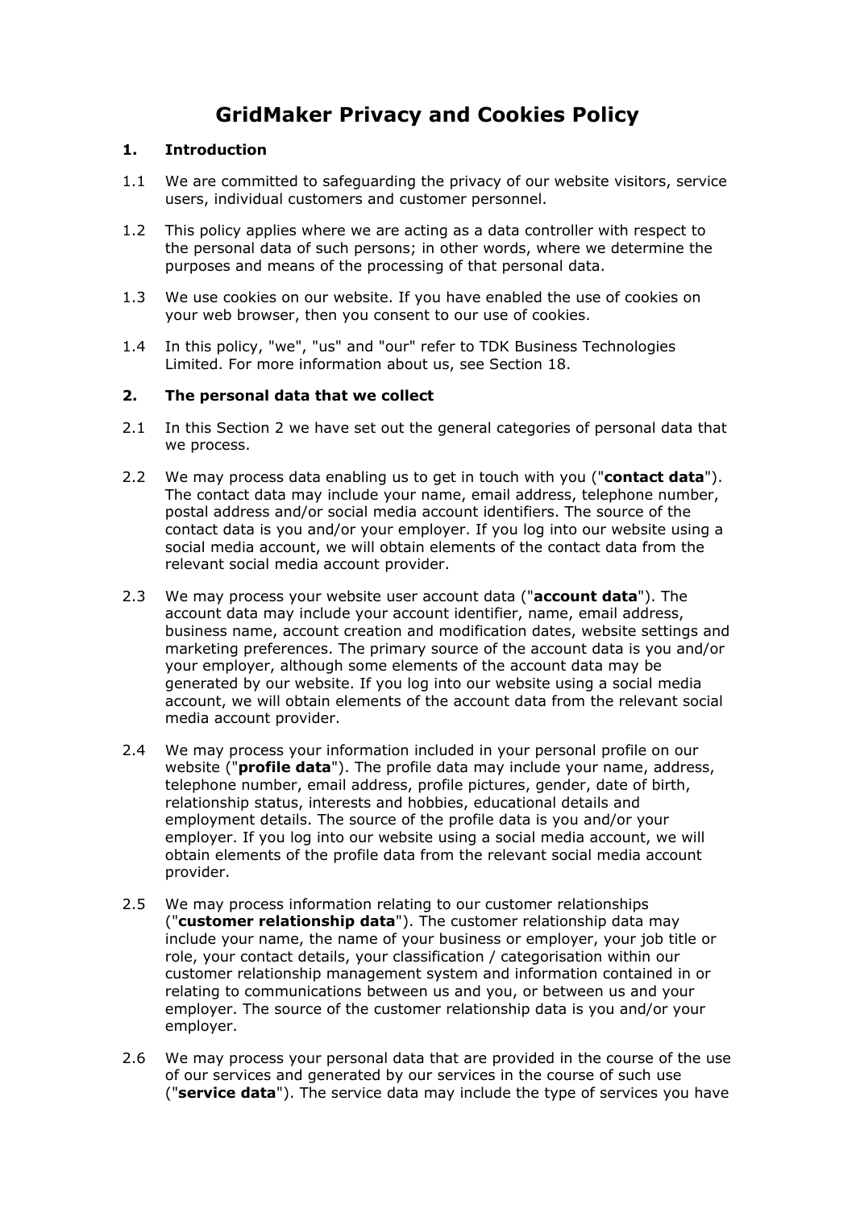# GridMaker Privacy and Cookies Policy

## 1. Introduction

1.1 We are committed to safeguarding the privacy of our website visitors, service users, individual customers and customer personnel.

1.2 This policy applies where we are acting as a data controller with respect to the personal data of such persons; in other words, where we determine the purposes and means of the processing of that personal data.

1.3 We use cookies on our website. If you have enabled the use of cookies on your web browser, then you consent to our use of cookies.

1.4 In this policy, "we", "us" and "our" refer to TDK Business Technologies Limited. For more information about us, see Section 18.

## 2. The personal data that we collect

2.1 In this Section 2 we have set out the general categories of personal data that we process.

2.2 We may process data enabling us to get in touch with you ("**contact data**"). The contact data may include your name, email address, telephone number, postal address and/or social media account identifiers. The source of the contact data is you and/or your employer. If you log into our website using a social media account, we will obtain elements of the contact data from the relevant social media account provider.

2.3 We may process your website user account data ("**account data**"). The account data may include your account identifier, name, email address, business name, account creation and modification dates, website settings and marketing preferences. The primary source of the account data is you and/or your employer, although some elements of the account data may be generated by our website. If you log into our website using a social media account, we will obtain elements of the account data from the relevant social media account provider.

2.4 We may process your information included in your personal profile on our website ("**profile data**"). The profile data may include your name, address, telephone number, email address, profile pictures, gender, date of birth, relationship status, interests and hobbies, educational details and employment details. The source of the profile data is you and/or your employer. If you log into our website using a social media account, we will obtain elements of the profile data from the relevant social media account provider.

2.5 We may process information relating to our customer relationships ("**customer relationship data**"). The customer relationship data may include your name, the name of your business or employer, your job title or role, your contact details, your classification / categorisation within our customer relationship management system and information contained in or relating to communications between us and you, or between us and your employer. The source of the customer relationship data is you and/or your employer.

2.6 We may process your personal data that are provided in the course of the use of our services and generated by our services in the course of such use ("**service data**"). The service data may include the type of services you have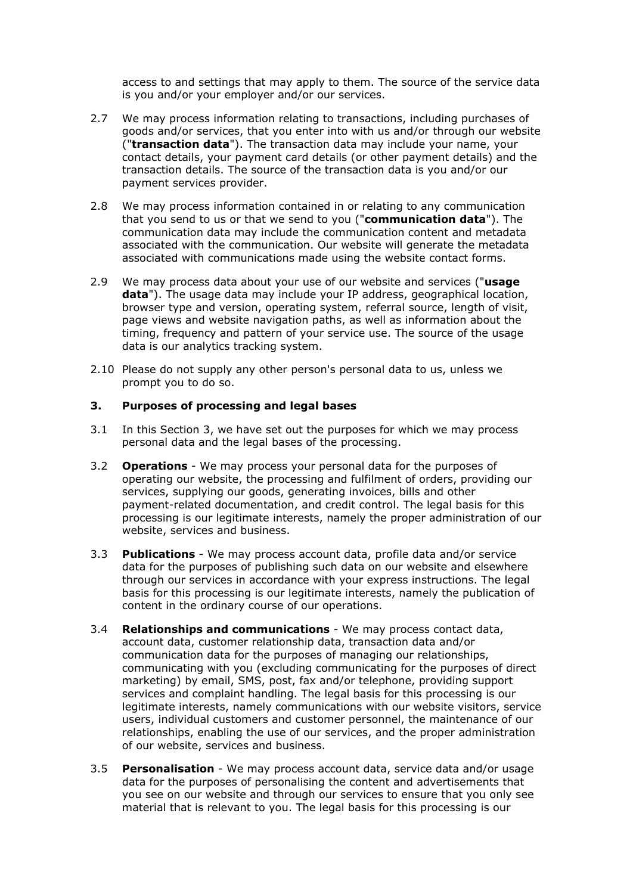access to and settings that may apply to them. The source of the service data is you and/or your employer and/or our services.

2.7 We may process information relating to transactions, including purchases of goods and/or services, that you enter into with us and/or through our website ("**transaction data**"). The transaction data may include your name, your contact details, your payment card details (or other payment details) and the transaction details. The source of the transaction data is you and/or our payment services provider.

2.8 We may process information contained in or relating to any communication that you send to us or that we send to you ("**communication data**"). The communication data may include the communication content and metadata associated with the communication. Our website will generate the metadata associated with communications made using the website contact forms.

2.9 We may process data about your use of our website and services ("**usage data**"). The usage data may include your IP address, geographical location, browser type and version, operating system, referral source, length of visit, page views and website navigation paths, as well as information about the timing, frequency and pattern of your service use. The source of the usage data is our analytics tracking system.

2.10 Please do not supply any other person's personal data to us, unless we prompt you to do so.

### 3. Purposes of processing and legal bases

3.1 In this Section 3, we have set out the purposes for which we may process personal data and the legal bases of the processing.

3.2 **Operations** - We may process your personal data for the purposes of operating our website, the processing and fulfilment of orders, providing our services, supplying our goods, generating invoices, bills and other payment-related documentation, and credit control. The legal basis for this processing is our legitimate interests, namely the proper administration of our website, services and business.

3.3 **Publications** - We may process account data, profile data and/or service data for the purposes of publishing such data on our website and elsewhere through our services in accordance with your express instructions. The legal basis for this processing is our legitimate interests, namely the publication of content in the ordinary course of our operations.

3.4 **Relationships and communications** - We may process contact data, account data, customer relationship data, transaction data and/or communication data for the purposes of managing our relationships, communicating with you (excluding communicating for the purposes of direct marketing) by email, SMS, post, fax and/or telephone, providing support services and complaint handling. The legal basis for this processing is our legitimate interests, namely communications with our website visitors, service users, individual customers and customer personnel, the maintenance of our relationships, enabling the use of our services, and the proper administration of our website, services and business.

3.5 **Personalisation** - We may process account data, service data and/or usage data for the purposes of personalising the content and advertisements that you see on our website and through our services to ensure that you only see material that is relevant to you. The legal basis for this processing is our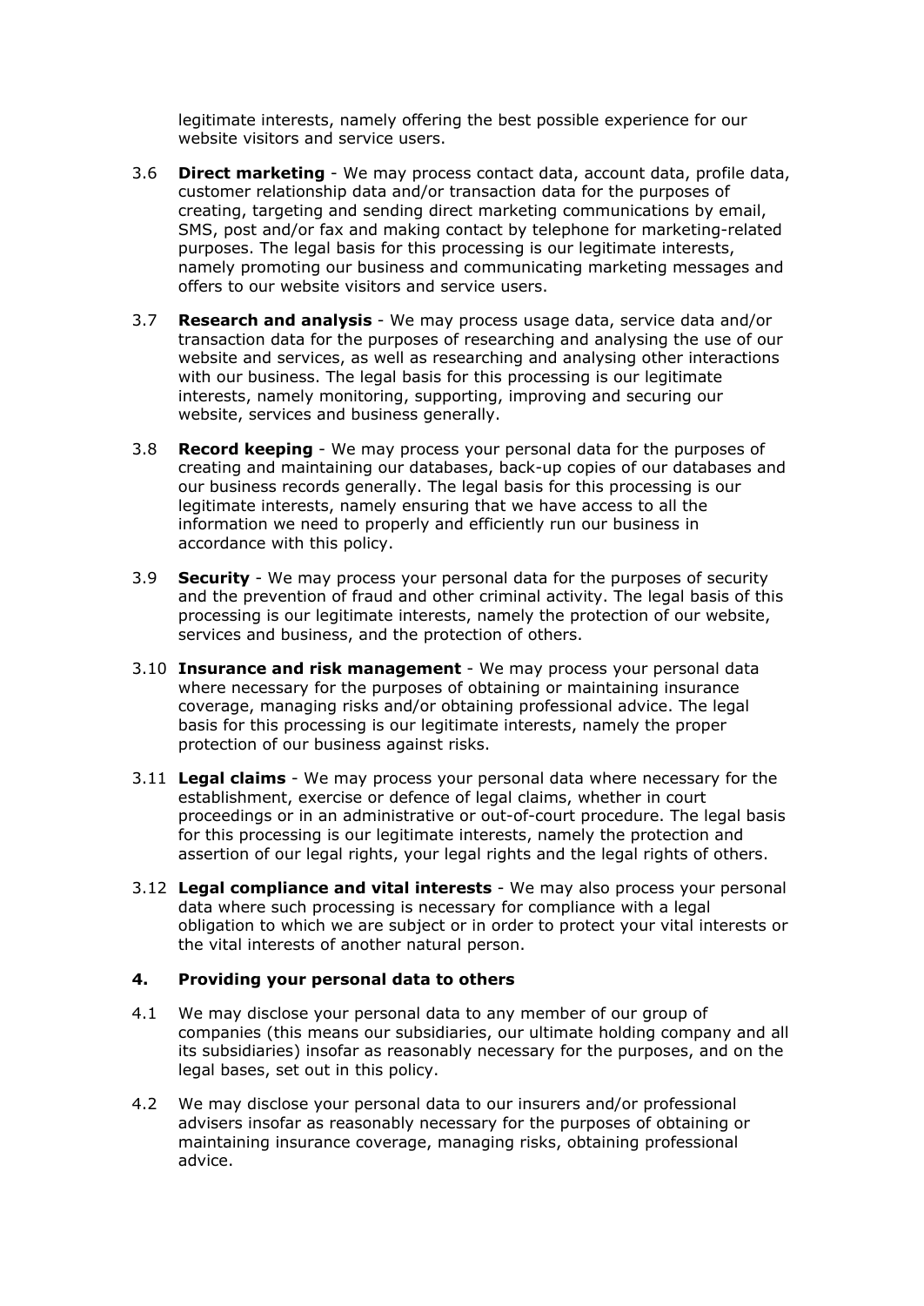legitimate interests, namely offering the best possible experience for our website visitors and service users.

3.6 **Direct marketing** - We may process contact data, account data, profile data, customer relationship data and/or transaction data for the purposes of creating, targeting and sending direct marketing communications by email, SMS, post and/or fax and making contact by telephone for marketing-related purposes. The legal basis for this processing is our legitimate interests, namely promoting our business and communicating marketing messages and offers to our website visitors and service users.

3.7 **Research and analysis** - We may process usage data, service data and/or transaction data for the purposes of researching and analysing the use of our website and services, as well as researching and analysing other interactions with our business. The legal basis for this processing is our legitimate interests, namely monitoring, supporting, improving and securing our website, services and business generally.

3.8 **Record keeping** - We may process your personal data for the purposes of creating and maintaining our databases, back-up copies of our databases and our business records generally. The legal basis for this processing is our legitimate interests, namely ensuring that we have access to all the information we need to properly and efficiently run our business in accordance with this policy.

3.9 **Security** - We may process your personal data for the purposes of security and the prevention of fraud and other criminal activity. The legal basis of this processing is our legitimate interests, namely the protection of our website, services and business, and the protection of others.

3.10 **Insurance and risk management** - We may process your personal data where necessary for the purposes of obtaining or maintaining insurance coverage, managing risks and/or obtaining professional advice. The legal basis for this processing is our legitimate interests, namely the proper protection of our business against risks.

3.11 **Legal claims** - We may process your personal data where necessary for the establishment, exercise or defence of legal claims, whether in court proceedings or in an administrative or out-of-court procedure. The legal basis for this processing is our legitimate interests, namely the protection and assertion of our legal rights, your legal rights and the legal rights of others.

3.12 **Legal compliance and vital interests** - We may also process your personal data where such processing is necessary for compliance with a legal obligation to which we are subject or in order to protect your vital interests or the vital interests of another natural person.

## 4. Providing your personal data to others

4.1 We may disclose your personal data to any member of our group of companies (this means our subsidiaries, our ultimate holding company and all its subsidiaries) insofar as reasonably necessary for the purposes, and on the legal bases, set out in this policy.

4.2 We may disclose your personal data to our insurers and/or professional advisers insofar as reasonably necessary for the purposes of obtaining or maintaining insurance coverage, managing risks, obtaining professional advice.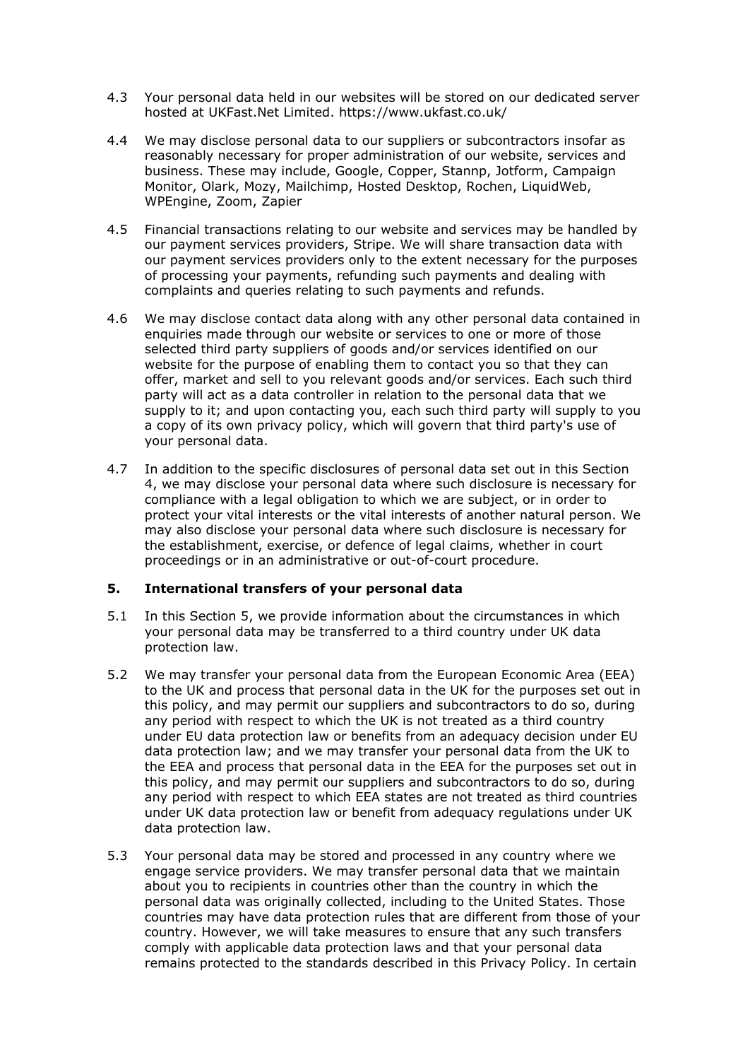4.3 Your personal data held in our websites will be stored on our dedicated server hosted at UKFast.Net Limited. https://www.ukfast.co.uk/

4.4 We may disclose personal data to our suppliers or subcontractors insofar as reasonably necessary for proper administration of our website, services and business. These may include, Google, Copper, Stannp, Jotform, Campaign Monitor, Olark, Mozy, Mailchimp, Hosted Desktop, Rochen, LiquidWeb, WPEngine, Zoom, Zapier

4.5 Financial transactions relating to our website and services may be handled by our payment services providers, Stripe. We will share transaction data with our payment services providers only to the extent necessary for the purposes of processing your payments, refunding such payments and dealing with complaints and queries relating to such payments and refunds.

4.6 We may disclose contact data along with any other personal data contained in enquiries made through our website or services to one or more of those selected third party suppliers of goods and/or services identified on our website for the purpose of enabling them to contact you so that they can offer, market and sell to you relevant goods and/or services. Each such third party will act as a data controller in relation to the personal data that we supply to it; and upon contacting you, each such third party will supply to you a copy of its own privacy policy, which will govern that third party's use of your personal data.

4.7 In addition to the specific disclosures of personal data set out in this Section 4, we may disclose your personal data where such disclosure is necessary for compliance with a legal obligation to which we are subject, or in order to protect your vital interests or the vital interests of another natural person. We may also disclose your personal data where such disclosure is necessary for the establishment, exercise, or defence of legal claims, whether in court proceedings or in an administrative or out-of-court procedure.

## 5. International transfers of your personal data

5.1 In this Section 5, we provide information about the circumstances in which your personal data may be transferred to a third country under UK data protection law.

5.2 We may transfer your personal data from the European Economic Area (EEA) to the UK and process that personal data in the UK for the purposes set out in this policy, and may permit our suppliers and subcontractors to do so, during any period with respect to which the UK is not treated as a third country under EU data protection law or benefits from an adequacy decision under EU data protection law; and we may transfer your personal data from the UK to the EEA and process that personal data in the EEA for the purposes set out in this policy, and may permit our suppliers and subcontractors to do so, during any period with respect to which EEA states are not treated as third countries under UK data protection law or benefit from adequacy regulations under UK data protection law.

5.3 Your personal data may be stored and processed in any country where we engage service providers. We may transfer personal data that we maintain about you to recipients in countries other than the country in which the personal data was originally collected, including to the United States. Those countries may have data protection rules that are different from those of your country. However, we will take measures to ensure that any such transfers comply with applicable data protection laws and that your personal data remains protected to the standards described in this Privacy Policy. In certain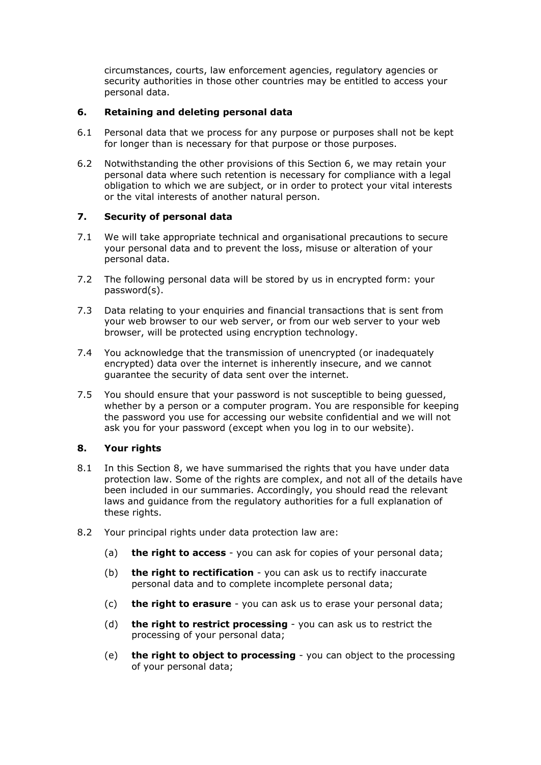circumstances, courts, law enforcement agencies, regulatory agencies or security authorities in those other countries may be entitled to access your personal data.

## 6. Retaining and deleting personal data

6.1 Personal data that we process for any purpose or purposes shall not be kept for longer than is necessary for that purpose or those purposes.

6.2 Notwithstanding the other provisions of this Section 6, we may retain your personal data where such retention is necessary for compliance with a legal obligation to which we are subject, or in order to protect your vital interests or the vital interests of another natural person.

## 7. Security of personal data

7.1 We will take appropriate technical and organisational precautions to secure your personal data and to prevent the loss, misuse or alteration of your personal data.

7.2 The following personal data will be stored by us in encrypted form: your password(s).

7.3 Data relating to your enquiries and financial transactions that is sent from your web browser to our web server, or from our web server to your web browser, will be protected using encryption technology.

7.4 You acknowledge that the transmission of unencrypted (or inadequately encrypted) data over the internet is inherently insecure, and we cannot guarantee the security of data sent over the internet.

7.5 You should ensure that your password is not susceptible to being guessed, whether by a person or a computer program. You are responsible for keeping the password you use for accessing our website confidential and we will not ask you for your password (except when you log in to our website).

## 8. Your rights

8.1 In this Section 8, we have summarised the rights that you have under data protection law. Some of the rights are complex, and not all of the details have been included in our summaries. Accordingly, you should read the relevant laws and guidance from the regulatory authorities for a full explanation of these rights.

8.2 Your principal rights under data protection law are:

(a) **the right to access** - you can ask for copies of your personal data;

(b) **the right to rectification** - you can ask us to rectify inaccurate personal data and to complete incomplete personal data;

(c) **the right to erasure** - you can ask us to erase your personal data;

(d) **the right to restrict processing** - you can ask us to restrict the processing of your personal data;

(e) **the right to object to processing** - you can object to the processing of your personal data;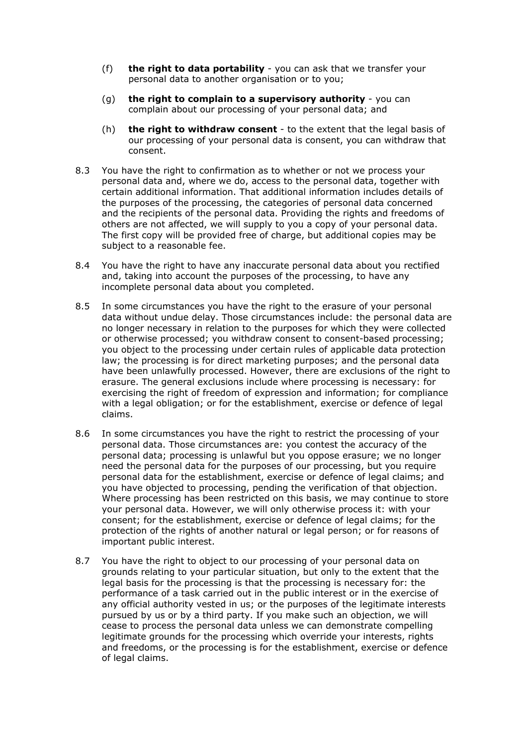(f) **the right to data portability** - you can ask that we transfer your personal data to another organisation or to you;

(g) **the right to complain to a supervisory authority** - you can complain about our processing of your personal data; and

(h) **the right to withdraw consent** - to the extent that the legal basis of our processing of your personal data is consent, you can withdraw that consent.

8.3 You have the right to confirmation as to whether or not we process your personal data and, where we do, access to the personal data, together with certain additional information. That additional information includes details of the purposes of the processing, the categories of personal data concerned and the recipients of the personal data. Providing the rights and freedoms of others are not affected, we will supply to you a copy of your personal data. The first copy will be provided free of charge, but additional copies may be subject to a reasonable fee.

8.4 You have the right to have any inaccurate personal data about you rectified and, taking into account the purposes of the processing, to have any incomplete personal data about you completed.

8.5 In some circumstances you have the right to the erasure of your personal data without undue delay. Those circumstances include: the personal data are no longer necessary in relation to the purposes for which they were collected or otherwise processed; you withdraw consent to consent-based processing; you object to the processing under certain rules of applicable data protection law; the processing is for direct marketing purposes; and the personal data have been unlawfully processed. However, there are exclusions of the right to erasure. The general exclusions include where processing is necessary: for exercising the right of freedom of expression and information; for compliance with a legal obligation; or for the establishment, exercise or defence of legal claims.

8.6 In some circumstances you have the right to restrict the processing of your personal data. Those circumstances are: you contest the accuracy of the personal data; processing is unlawful but you oppose erasure; we no longer need the personal data for the purposes of our processing, but you require personal data for the establishment, exercise or defence of legal claims; and you have objected to processing, pending the verification of that objection. Where processing has been restricted on this basis, we may continue to store your personal data. However, we will only otherwise process it: with your consent; for the establishment, exercise or defence of legal claims; for the protection of the rights of another natural or legal person; or for reasons of important public interest.

8.7 You have the right to object to our processing of your personal data on grounds relating to your particular situation, but only to the extent that the legal basis for the processing is that the processing is necessary for: the performance of a task carried out in the public interest or in the exercise of any official authority vested in us; or the purposes of the legitimate interests pursued by us or by a third party. If you make such an objection, we will cease to process the personal data unless we can demonstrate compelling legitimate grounds for the processing which override your interests, rights and freedoms, or the processing is for the establishment, exercise or defence of legal claims.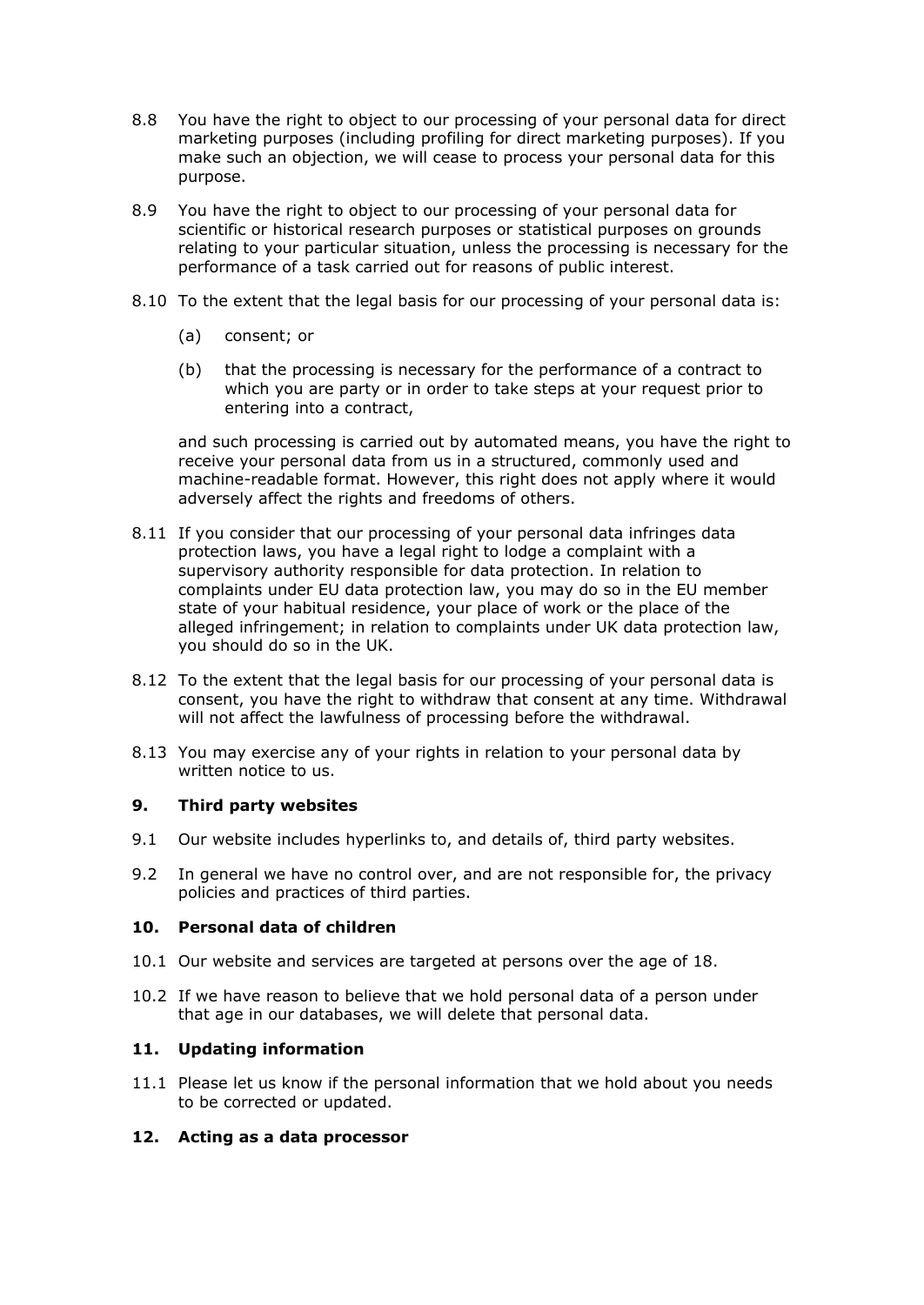8.8 You have the right to object to our processing of your personal data for direct marketing purposes (including profiling for direct marketing purposes). If you make such an objection, we will cease to process your personal data for this purpose.

8.9 You have the right to object to our processing of your personal data for scientific or historical research purposes or statistical purposes on grounds relating to your particular situation, unless the processing is necessary for the performance of a task carried out for reasons of public interest.

8.10 To the extent that the legal basis for our processing of your personal data is:

(a) consent; or

(b) that the processing is necessary for the performance of a contract to which you are party or in order to take steps at your request prior to entering into a contract,

and such processing is carried out by automated means, you have the right to receive your personal data from us in a structured, commonly used and machine-readable format. However, this right does not apply where it would adversely affect the rights and freedoms of others.

8.11 If you consider that our processing of your personal data infringes data protection laws, you have a legal right to lodge a complaint with a supervisory authority responsible for data protection. In relation to complaints under EU data protection law, you may do so in the EU member state of your habitual residence, your place of work or the place of the alleged infringement; in relation to complaints under UK data protection law, you should do so in the UK.

8.12 To the extent that the legal basis for our processing of your personal data is consent, you have the right to withdraw that consent at any time. Withdrawal will not affect the lawfulness of processing before the withdrawal.

8.13 You may exercise any of your rights in relation to your personal data by written notice to us.

## 9. Third party websites

9.1 Our website includes hyperlinks to, and details of, third party websites.

9.2 In general we have no control over, and are not responsible for, the privacy policies and practices of third parties.

## 10. Personal data of children

10.1 Our website and services are targeted at persons over the age of 18.

10.2 If we have reason to believe that we hold personal data of a person under that age in our databases, we will delete that personal data.

## 11. Updating information

11.1 Please let us know if the personal information that we hold about you needs to be corrected or updated.

## 12. Acting as a data processor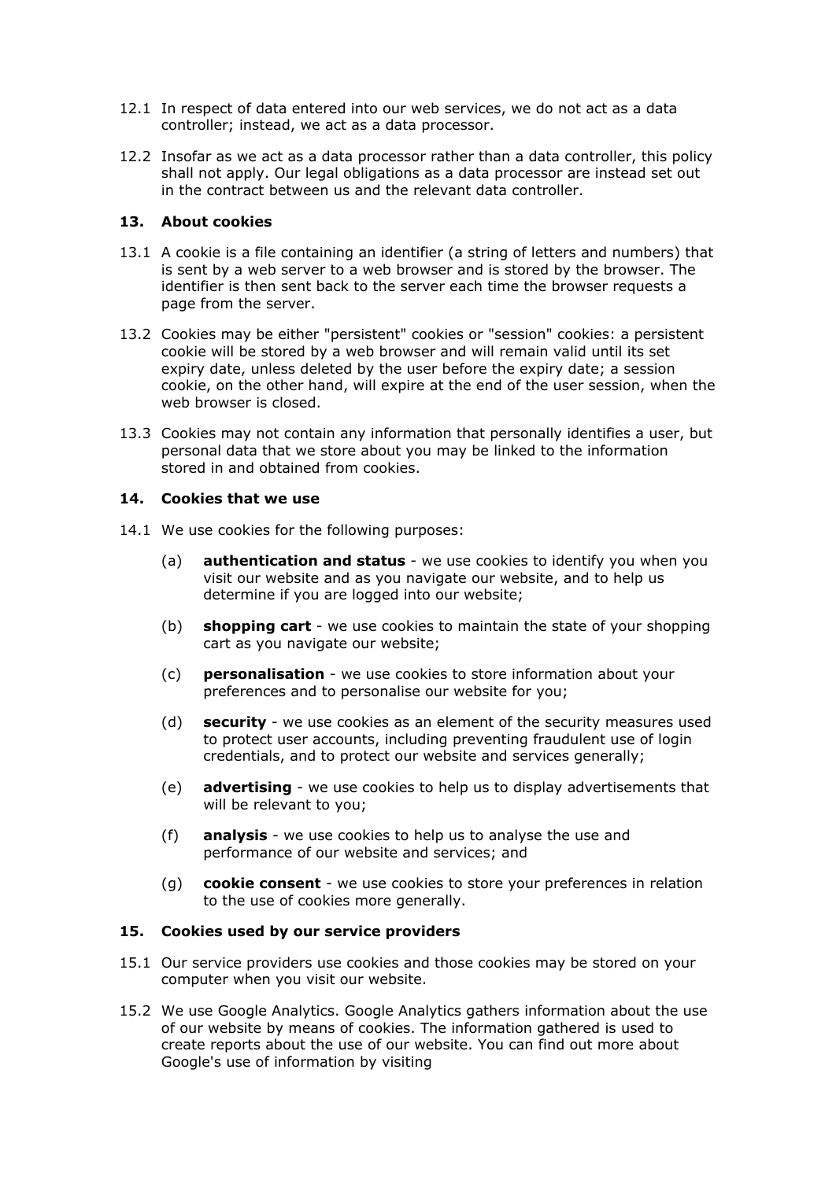12.1 In respect of data entered into our web services, we do not act as a data controller; instead, we act as a data processor.

12.2 Insofar as we act as a data processor rather than a data controller, this policy shall not apply. Our legal obligations as a data processor are instead set out in the contract between us and the relevant data controller.

## 13. About cookies

13.1 A cookie is a file containing an identifier (a string of letters and numbers) that is sent by a web server to a web browser and is stored by the browser. The identifier is then sent back to the server each time the browser requests a page from the server.

13.2 Cookies may be either "persistent" cookies or "session" cookies: a persistent cookie will be stored by a web browser and will remain valid until its set expiry date, unless deleted by the user before the expiry date; a session cookie, on the other hand, will expire at the end of the user session, when the web browser is closed.

13.3 Cookies may not contain any information that personally identifies a user, but personal data that we store about you may be linked to the information stored in and obtained from cookies.

## 14. Cookies that we use

14.1 We use cookies for the following purposes:

(a) **authentication and status** - we use cookies to identify you when you visit our website and as you navigate our website, and to help us determine if you are logged into our website;

(b) **shopping cart** - we use cookies to maintain the state of your shopping cart as you navigate our website;

(c) **personalisation** - we use cookies to store information about your preferences and to personalise our website for you;

(d) **security** - we use cookies as an element of the security measures used to protect user accounts, including preventing fraudulent use of login credentials, and to protect our website and services generally;

(e) **advertising** - we use cookies to help us to display advertisements that will be relevant to you;

(f) **analysis** - we use cookies to help us to analyse the use and performance of our website and services; and

(g) **cookie consent** - we use cookies to store your preferences in relation to the use of cookies more generally.

## 15. Cookies used by our service providers

15.1 Our service providers use cookies and those cookies may be stored on your computer when you visit our website.

15.2 We use Google Analytics. Google Analytics gathers information about the use of our website by means of cookies. The information gathered is used to create reports about the use of our website. You can find out more about Google's use of information by visiting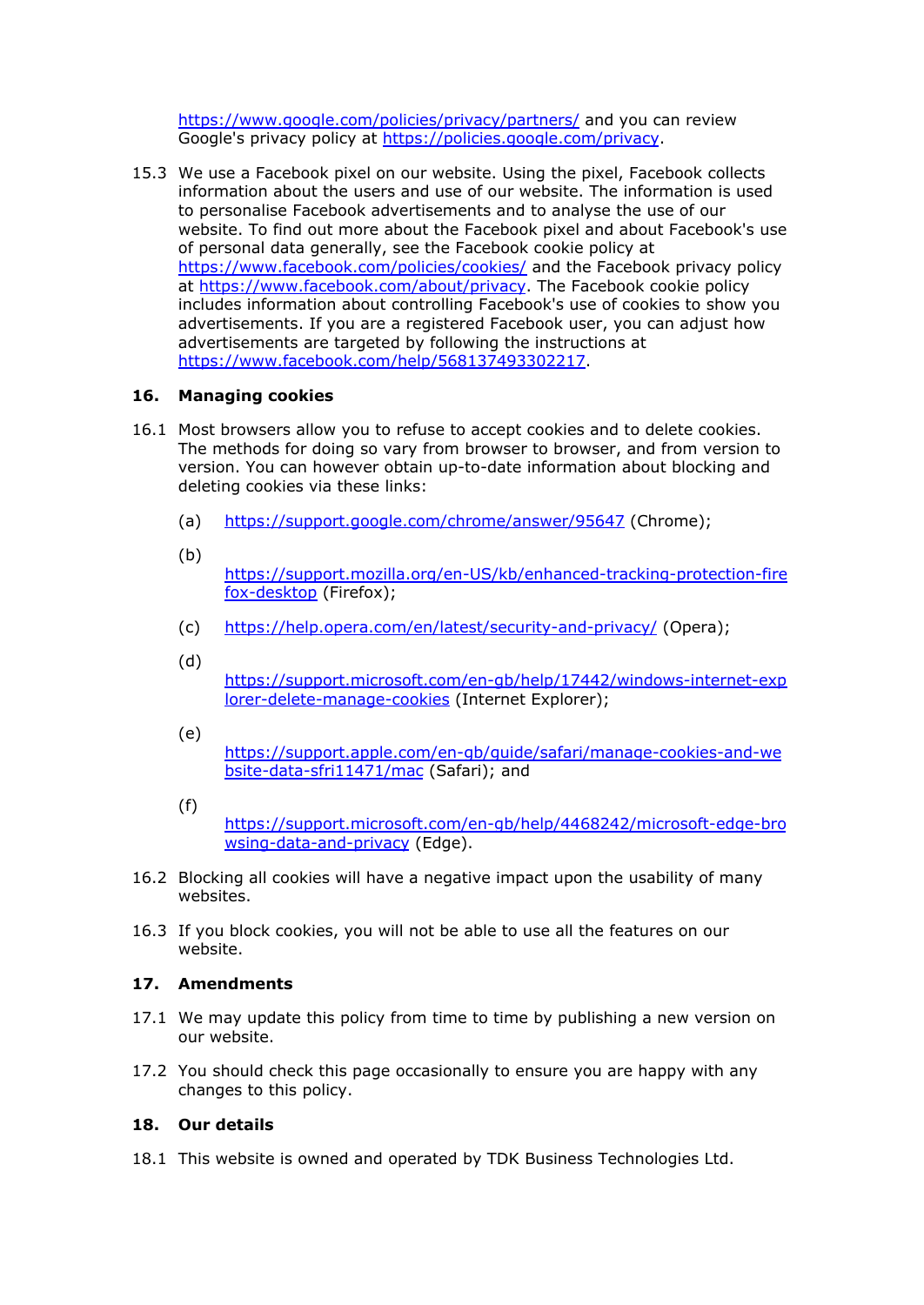https://www.google.com/policies/privacy/partners/ and you can review Google's privacy policy at https://policies.google.com/privacy.

15.3 We use a Facebook pixel on our website. Using the pixel, Facebook collects information about the users and use of our website. The information is used to personalise Facebook advertisements and to analyse the use of our website. To find out more about the Facebook pixel and about Facebook's use of personal data generally, see the Facebook cookie policy at https://www.facebook.com/policies/cookies/ and the Facebook privacy policy at https://www.facebook.com/about/privacy. The Facebook cookie policy includes information about controlling Facebook's use of cookies to show you advertisements. If you are a registered Facebook user, you can adjust how advertisements are targeted by following the instructions at https://www.facebook.com/help/568137493302217.

**16. Managing cookies**

16.1 Most browsers allow you to refuse to accept cookies and to delete cookies. The methods for doing so vary from browser to browser, and from version to version. You can however obtain up-to-date information about blocking and deleting cookies via these links:

(a) https://support.google.com/chrome/answer/95647 (Chrome);

(b) https://support.mozilla.org/en-US/kb/enhanced-tracking-protection-firefox-desktop (Firefox);

(c) https://help.opera.com/en/latest/security-and-privacy/ (Opera);

(d) https://support.microsoft.com/en-gb/help/17442/windows-internet-explorer-delete-manage-cookies (Internet Explorer);

(e) https://support.apple.com/en-gb/guide/safari/manage-cookies-and-website-data-sfri11471/mac (Safari); and

(f) https://support.microsoft.com/en-gb/help/4468242/microsoft-edge-browsing-data-and-privacy (Edge).

16.2 Blocking all cookies will have a negative impact upon the usability of many websites.

16.3 If you block cookies, you will not be able to use all the features on our website.

**17. Amendments**

17.1 We may update this policy from time to time by publishing a new version on our website.

17.2 You should check this page occasionally to ensure you are happy with any changes to this policy.

**18. Our details**

18.1 This website is owned and operated by TDK Business Technologies Ltd.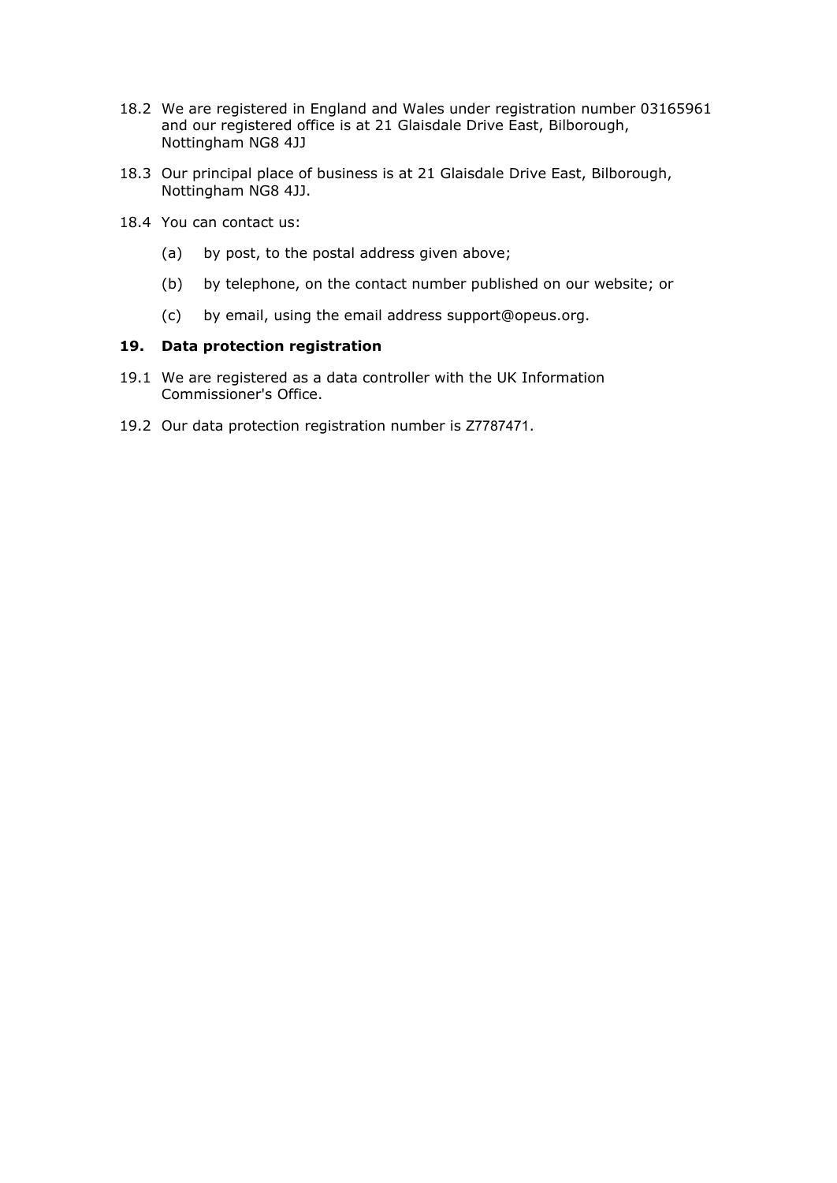18.2 We are registered in England and Wales under registration number 03165961 and our registered office is at 21 Glaisdale Drive East, Bilborough, Nottingham NG8 4JJ

18.3 Our principal place of business is at 21 Glaisdale Drive East, Bilborough, Nottingham NG8 4JJ.

18.4 You can contact us:

(a) by post, to the postal address given above;

(b) by telephone, on the contact number published on our website; or

(c) by email, using the email address support@opeus.org.

## 19. Data protection registration

19.1 We are registered as a data controller with the UK Information Commissioner's Office.

19.2 Our data protection registration number is Z7787471.